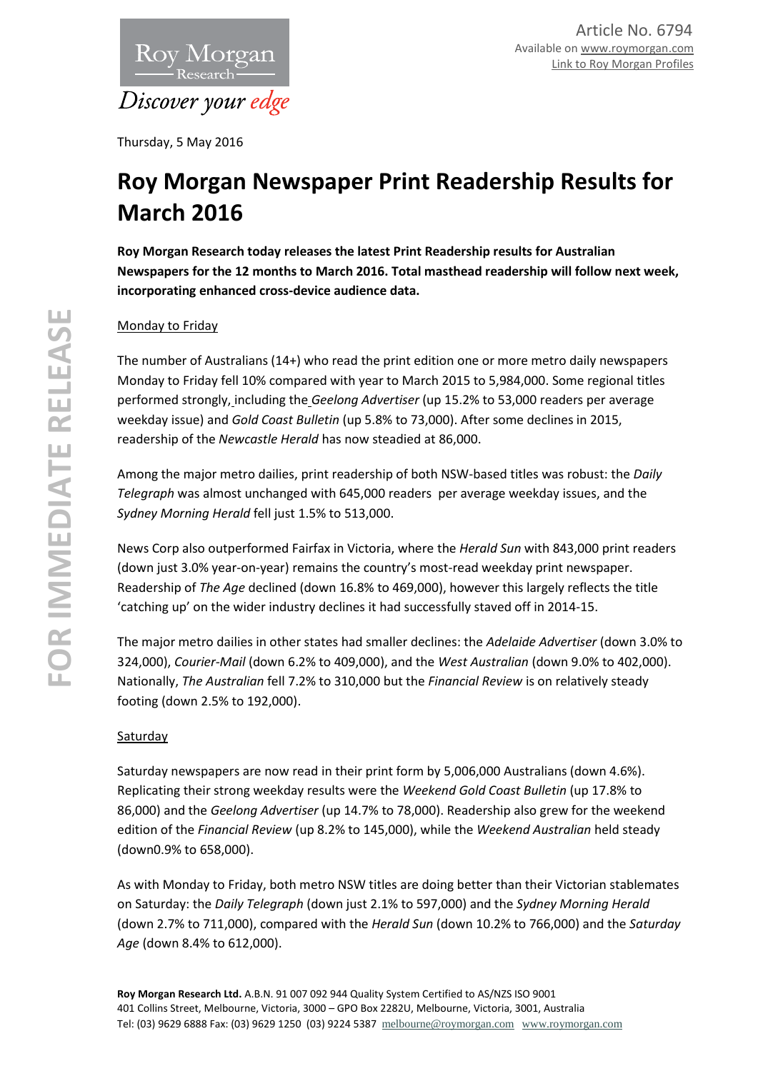Article No. 6794
Available on www.roymorgan.com
Link to Roy Morgan Profiles

Thursday, 5 May 2016

# Roy Morgan Newspaper Print Readership Results for March 2016

**Roy Morgan Research today releases the latest Print Readership results for Australian Newspapers for the 12 months to March 2016. Total masthead readership will follow next week, incorporating enhanced cross-device audience data.**

## Monday to Friday

The number of Australians (14+) who read the print edition one or more metro daily newspapers Monday to Friday fell 10% compared with year to March 2015 to 5,984,000. Some regional titles performed strongly, including the *Geelong Advertiser* (up 15.2% to 53,000 readers per average weekday issue) and *Gold Coast Bulletin* (up 5.8% to 73,000). After some declines in 2015, readership of the *Newcastle Herald* has now steadied at 86,000.

Among the major metro dailies, print readership of both NSW-based titles was robust: the *Daily Telegraph* was almost unchanged with 645,000 readers per average weekday issues, and the *Sydney Morning Herald* fell just 1.5% to 513,000.

News Corp also outperformed Fairfax in Victoria, where the *Herald Sun* with 843,000 print readers (down just 3.0% year-on-year) remains the country's most-read weekday print newspaper. Readership of *The Age* declined (down 16.8% to 469,000), however this largely reflects the title 'catching up' on the wider industry declines it had successfully staved off in 2014-15.

The major metro dailies in other states had smaller declines: the *Adelaide Advertiser* (down 3.0% to 324,000), *Courier-Mail* (down 6.2% to 409,000), and the *West Australian* (down 9.0% to 402,000). Nationally, *The Australian* fell 7.2% to 310,000 but the *Financial Review* is on relatively steady footing (down 2.5% to 192,000).

## Saturday

Saturday newspapers are now read in their print form by 5,006,000 Australians (down 4.6%). Replicating their strong weekday results were the *Weekend Gold Coast Bulletin* (up 17.8% to 86,000) and the *Geelong Advertiser* (up 14.7% to 78,000). Readership also grew for the weekend edition of the *Financial Review* (up 8.2% to 145,000), while the *Weekend Australian* held steady (down0.9% to 658,000).

As with Monday to Friday, both metro NSW titles are doing better than their Victorian stablemates on Saturday: the *Daily Telegraph* (down just 2.1% to 597,000) and the *Sydney Morning Herald* (down 2.7% to 711,000), compared with the *Herald Sun* (down 10.2% to 766,000) and the *Saturday Age* (down 8.4% to 612,000).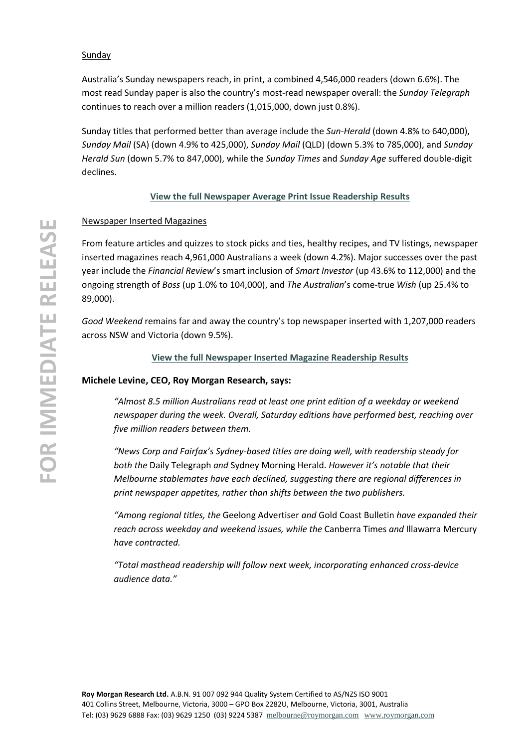Sunday

Australia's Sunday newspapers reach, in print, a combined 4,546,000 readers (down 6.6%). The most read Sunday paper is also the country's most-read newspaper overall: the *Sunday Telegraph* continues to reach over a million readers (1,015,000, down just 0.8%).

Sunday titles that performed better than average include the *Sun-Herald* (down 4.8% to 640,000), *Sunday Mail* (SA) (down 4.9% to 425,000), *Sunday Mail* (QLD) (down 5.3% to 785,000), and *Sunday Herald Sun* (down 5.7% to 847,000), while the *Sunday Times* and *Sunday Age* suffered double-digit declines.

**View the full Newspaper Average Print Issue Readership Results**

Newspaper Inserted Magazines

From feature articles and quizzes to stock picks and ties, healthy recipes, and TV listings, newspaper inserted magazines reach 4,961,000 Australians a week (down 4.2%). Major successes over the past year include the *Financial Review*'s smart inclusion of *Smart Investor* (up 43.6% to 112,000) and the ongoing strength of *Boss* (up 1.0% to 104,000), and *The Australian*'s come-true *Wish* (up 25.4% to 89,000).

*Good Weekend* remains far and away the country's top newspaper inserted with 1,207,000 readers across NSW and Victoria (down 9.5%).

**View the full Newspaper Inserted Magazine Readership Results**

**Michele Levine, CEO, Roy Morgan Research, says:**

> *"Almost 8.5 million Australians read at least one print edition of a weekday or weekend newspaper during the week. Overall, Saturday editions have performed best, reaching over five million readers between them.*
>
> *"News Corp and Fairfax's Sydney-based titles are doing well, with readership steady for both the* Daily Telegraph *and* Sydney Morning Herald. *However it's notable that their Melbourne stablemates have each declined, suggesting there are regional differences in print newspaper appetites, rather than shifts between the two publishers.*
>
> *"Among regional titles, the* Geelong Advertiser *and* Gold Coast Bulletin *have expanded their reach across weekday and weekend issues, while the* Canberra Times *and* Illawarra Mercury *have contracted.*
>
> *"Total masthead readership will follow next week, incorporating enhanced cross-device audience data."*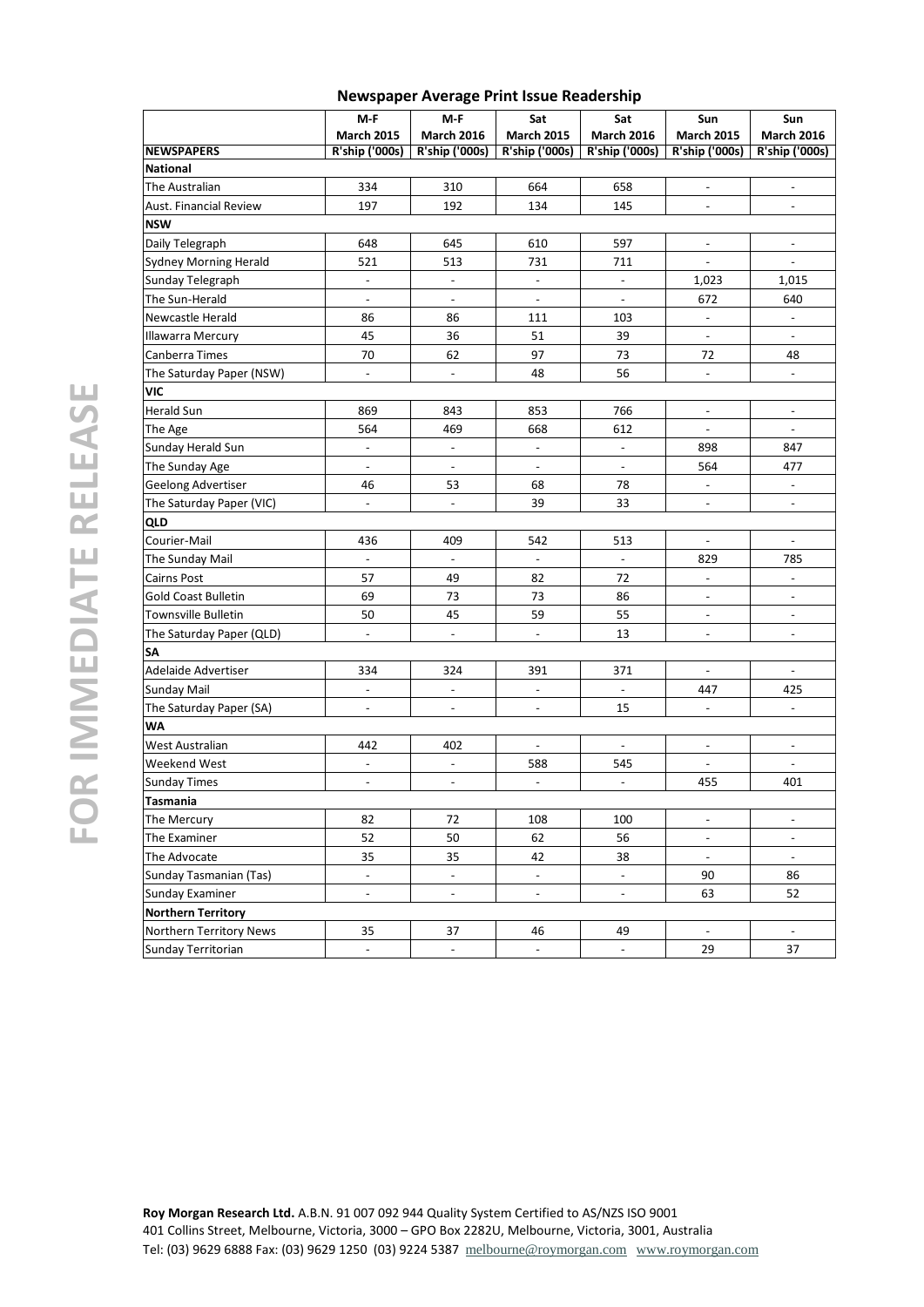## Newspaper Average Print Issue Readership

| NEWSPAPERS | M-F March 2015 R'ship ('000s) | M-F March 2016 R'ship ('000s) | Sat March 2015 R'ship ('000s) | Sat March 2016 R'ship ('000s) | Sun March 2015 R'ship ('000s) | Sun March 2016 R'ship ('000s) |
|---|---|---|---|---|---|---|
| **National** | | | | | | |
| The Australian | 334 | 310 | 664 | 658 | - | - |
| Aust. Financial Review | 197 | 192 | 134 | 145 | - | - |
| **NSW** | | | | | | |
| Daily Telegraph | 648 | 645 | 610 | 597 | - | - |
| Sydney Morning Herald | 521 | 513 | 731 | 711 | - | - |
| Sunday Telegraph | - | - | - | - | 1,023 | 1,015 |
| The Sun-Herald | - | - | - | - | 672 | 640 |
| Newcastle Herald | 86 | 86 | 111 | 103 | - | - |
| Illawarra Mercury | 45 | 36 | 51 | 39 | - | - |
| Canberra Times | 70 | 62 | 97 | 73 | 72 | 48 |
| The Saturday Paper (NSW) | - | - | 48 | 56 | - | - |
| **VIC** | | | | | | |
| Herald Sun | 869 | 843 | 853 | 766 | - | - |
| The Age | 564 | 469 | 668 | 612 | - | - |
| Sunday Herald Sun | - | - | - | - | 898 | 847 |
| The Sunday Age | - | - | - | - | 564 | 477 |
| Geelong Advertiser | 46 | 53 | 68 | 78 | - | - |
| The Saturday Paper (VIC) | - | - | 39 | 33 | - | - |
| **QLD** | | | | | | |
| Courier-Mail | 436 | 409 | 542 | 513 | - | - |
| The Sunday Mail | - | - | - | - | 829 | 785 |
| Cairns Post | 57 | 49 | 82 | 72 | - | - |
| Gold Coast Bulletin | 69 | 73 | 73 | 86 | - | - |
| Townsville Bulletin | 50 | 45 | 59 | 55 | - | - |
| The Saturday Paper (QLD) | - | - | - | 13 | - | - |
| **SA** | | | | | | |
| Adelaide Advertiser | 334 | 324 | 391 | 371 | - | - |
| Sunday Mail | - | - | - | - | 447 | 425 |
| The Saturday Paper (SA) | - | - | - | 15 | - | - |
| **WA** | | | | | | |
| West Australian | 442 | 402 | - | - | - | - |
| Weekend West | - | - | 588 | 545 | - | - |
| Sunday Times | - | - | - | - | 455 | 401 |
| **Tasmania** | | | | | | |
| The Mercury | 82 | 72 | 108 | 100 | - | - |
| The Examiner | 52 | 50 | 62 | 56 | - | - |
| The Advocate | 35 | 35 | 42 | 38 | - | - |
| Sunday Tasmanian (Tas) | - | - | - | - | 90 | 86 |
| Sunday Examiner | - | - | - | - | 63 | 52 |
| **Northern Territory** | | | | | | |
| Northern Territory News | 35 | 37 | 46 | 49 | - | - |
| Sunday Territorian | - | - | - | - | 29 | 37 |

**Roy Morgan Research Ltd.** A.B.N. 91 007 092 944 Quality System Certified to AS/NZS ISO 9001
401 Collins Street, Melbourne, Victoria, 3000 – GPO Box 2282U, Melbourne, Victoria, 3001, Australia
Tel: (03) 9629 6888 Fax: (03) 9629 1250 (03) 9224 5387 melbourne@roymorgan.com www.roymorgan.com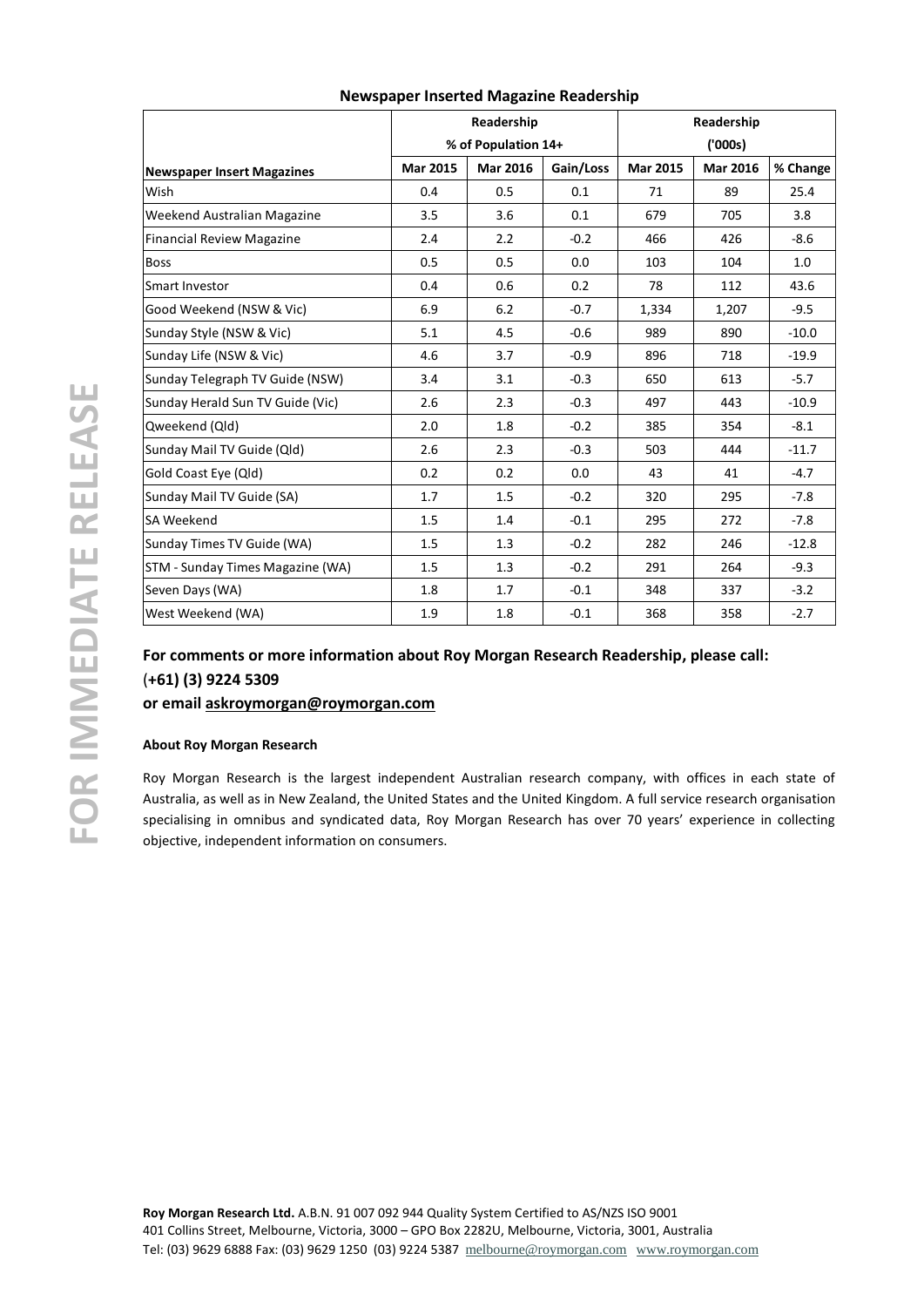## Newspaper Inserted Magazine Readership

| | Readership % of Population 14+ | | | Readership ('000s) | | |
|---|---|---|---|---|---|---|
| **Newspaper Insert Magazines** | **Mar 2015** | **Mar 2016** | **Gain/Loss** | **Mar 2015** | **Mar 2016** | **% Change** |
| Wish | 0.4 | 0.5 | 0.1 | 71 | 89 | 25.4 |
| Weekend Australian Magazine | 3.5 | 3.6 | 0.1 | 679 | 705 | 3.8 |
| Financial Review Magazine | 2.4 | 2.2 | -0.2 | 466 | 426 | -8.6 |
| Boss | 0.5 | 0.5 | 0.0 | 103 | 104 | 1.0 |
| Smart Investor | 0.4 | 0.6 | 0.2 | 78 | 112 | 43.6 |
| Good Weekend (NSW & Vic) | 6.9 | 6.2 | -0.7 | 1,334 | 1,207 | -9.5 |
| Sunday Style (NSW & Vic) | 5.1 | 4.5 | -0.6 | 989 | 890 | -10.0 |
| Sunday Life (NSW & Vic) | 4.6 | 3.7 | -0.9 | 896 | 718 | -19.9 |
| Sunday Telegraph TV Guide (NSW) | 3.4 | 3.1 | -0.3 | 650 | 613 | -5.7 |
| Sunday Herald Sun TV Guide (Vic) | 2.6 | 2.3 | -0.3 | 497 | 443 | -10.9 |
| Qweekend (Qld) | 2.0 | 1.8 | -0.2 | 385 | 354 | -8.1 |
| Sunday Mail TV Guide (Qld) | 2.6 | 2.3 | -0.3 | 503 | 444 | -11.7 |
| Gold Coast Eye (Qld) | 0.2 | 0.2 | 0.0 | 43 | 41 | -4.7 |
| Sunday Mail TV Guide (SA) | 1.7 | 1.5 | -0.2 | 320 | 295 | -7.8 |
| SA Weekend | 1.5 | 1.4 | -0.1 | 295 | 272 | -7.8 |
| Sunday Times TV Guide (WA) | 1.5 | 1.3 | -0.2 | 282 | 246 | -12.8 |
| STM - Sunday Times Magazine (WA) | 1.5 | 1.3 | -0.2 | 291 | 264 | -9.3 |
| Seven Days (WA) | 1.8 | 1.7 | -0.1 | 348 | 337 | -3.2 |
| West Weekend (WA) | 1.9 | 1.8 | -0.1 | 368 | 358 | -2.7 |

**For comments or more information about Roy Morgan Research Readership, please call:**
**(+61) (3) 9224 5309**
**or email askroymorgan@roymorgan.com**

#### About Roy Morgan Research

Roy Morgan Research is the largest independent Australian research company, with offices in each state of Australia, as well as in New Zealand, the United States and the United Kingdom. A full service research organisation specialising in omnibus and syndicated data, Roy Morgan Research has over 70 years' experience in collecting objective, independent information on consumers.